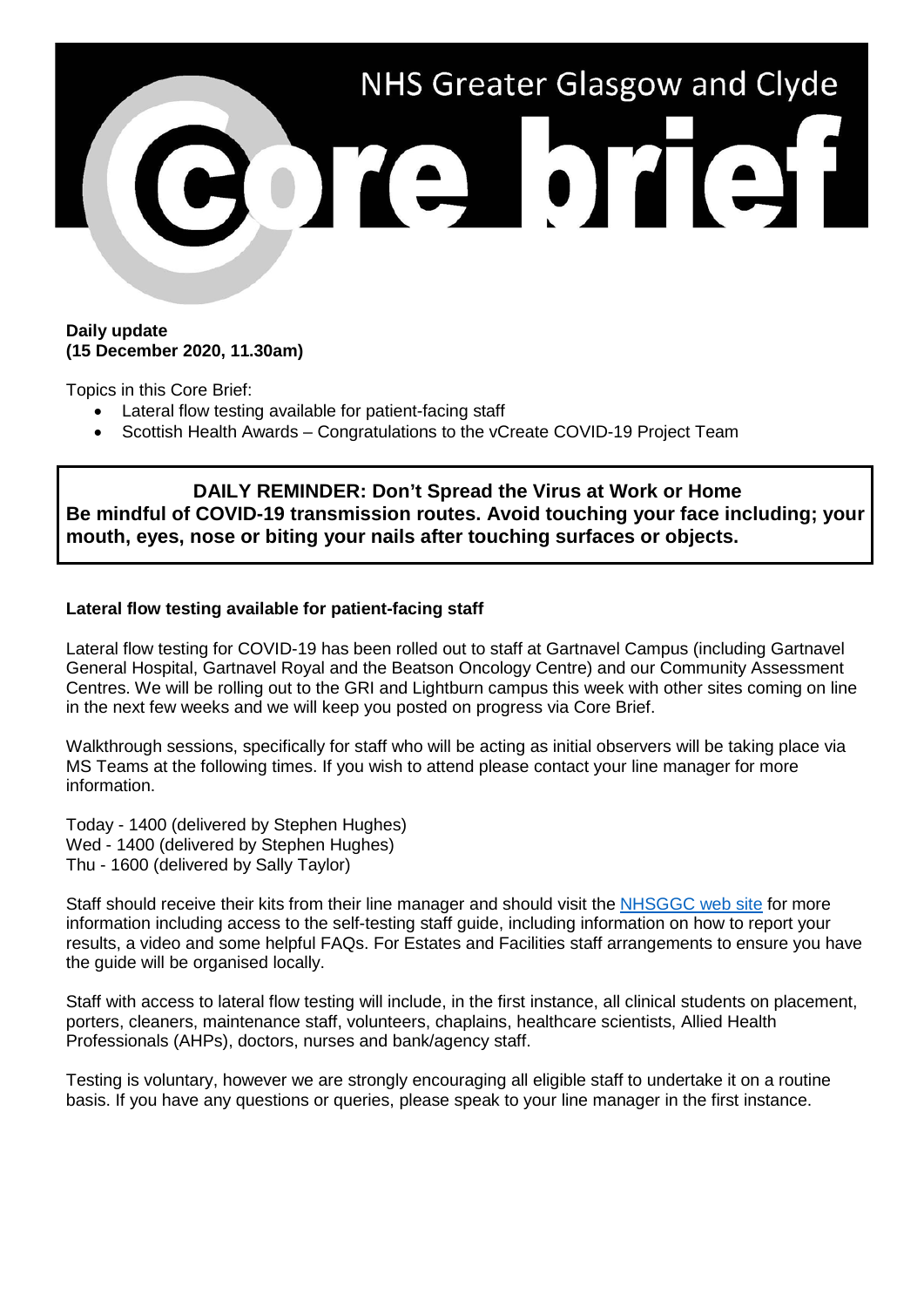# NHS Greater Glasgow and Clyde

# Core brief

**Daily update**
**(15 December 2020, 11.30am)**

Topics in this Core Brief:

- Lateral flow testing available for patient-facing staff
- Scottish Health Awards – Congratulations to the vCreate COVID-19 Project Team

**DAILY REMINDER: Don't Spread the Virus at Work or Home**
**Be mindful of COVID-19 transmission routes. Avoid touching your face including; your mouth, eyes, nose or biting your nails after touching surfaces or objects.**

**Lateral flow testing available for patient-facing staff**

Lateral flow testing for COVID-19 has been rolled out to staff at Gartnavel Campus (including Gartnavel General Hospital, Gartnavel Royal and the Beatson Oncology Centre) and our Community Assessment Centres. We will be rolling out to the GRI and Lightburn campus this week with other sites coming on line in the next few weeks and we will keep you posted on progress via Core Brief.

Walkthrough sessions, specifically for staff who will be acting as initial observers will be taking place via MS Teams at the following times. If you wish to attend please contact your line manager for more information.

Today - 1400 (delivered by Stephen Hughes)
Wed - 1400 (delivered by Stephen Hughes)
Thu - 1600 (delivered by Sally Taylor)

Staff should receive their kits from their line manager and should visit the NHSGGC web site for more information including access to the self-testing staff guide, including information on how to report your results, a video and some helpful FAQs. For Estates and Facilities staff arrangements to ensure you have the guide will be organised locally.

Staff with access to lateral flow testing will include, in the first instance, all clinical students on placement, porters, cleaners, maintenance staff, volunteers, chaplains, healthcare scientists, Allied Health Professionals (AHPs), doctors, nurses and bank/agency staff.

Testing is voluntary, however we are strongly encouraging all eligible staff to undertake it on a routine basis. If you have any questions or queries, please speak to your line manager in the first instance.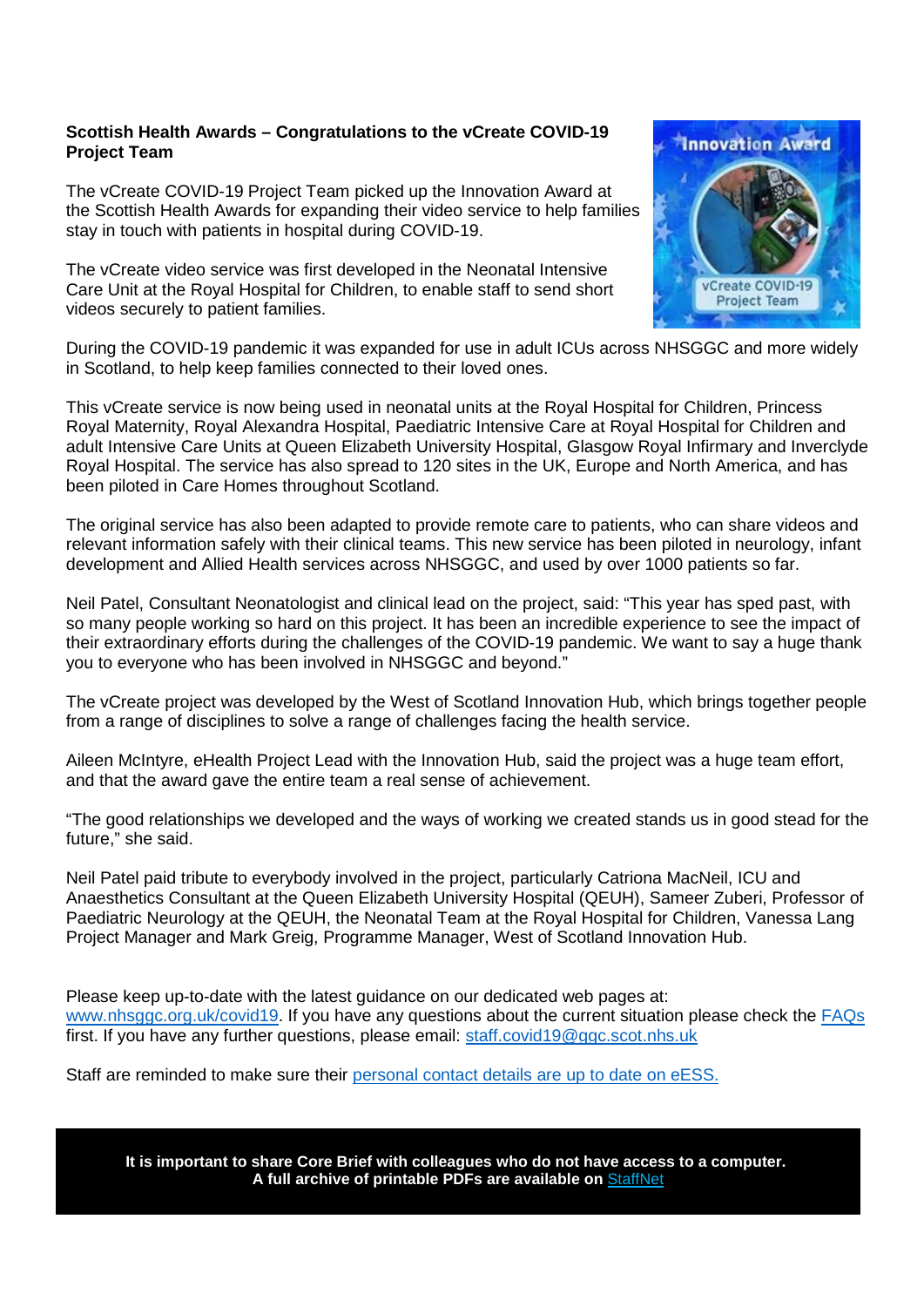**Scottish Health Awards – Congratulations to the vCreate COVID-19 Project Team**

The vCreate COVID-19 Project Team picked up the Innovation Award at the Scottish Health Awards for expanding their video service to help families stay in touch with patients in hospital during COVID-19.

The vCreate video service was first developed in the Neonatal Intensive Care Unit at the Royal Hospital for Children, to enable staff to send short videos securely to patient families.

During the COVID-19 pandemic it was expanded for use in adult ICUs across NHSGGC and more widely in Scotland, to help keep families connected to their loved ones.

This vCreate service is now being used in neonatal units at the Royal Hospital for Children, Princess Royal Maternity, Royal Alexandra Hospital, Paediatric Intensive Care at Royal Hospital for Children and adult Intensive Care Units at Queen Elizabeth University Hospital, Glasgow Royal Infirmary and Inverclyde Royal Hospital. The service has also spread to 120 sites in the UK, Europe and North America, and has been piloted in Care Homes throughout Scotland.

The original service has also been adapted to provide remote care to patients, who can share videos and relevant information safely with their clinical teams. This new service has been piloted in neurology, infant development and Allied Health services across NHSGGC, and used by over 1000 patients so far.

Neil Patel, Consultant Neonatologist and clinical lead on the project, said: "This year has sped past, with so many people working so hard on this project. It has been an incredible experience to see the impact of their extraordinary efforts during the challenges of the COVID-19 pandemic. We want to say a huge thank you to everyone who has been involved in NHSGGC and beyond."

The vCreate project was developed by the West of Scotland Innovation Hub, which brings together people from a range of disciplines to solve a range of challenges facing the health service.

Aileen McIntyre, eHealth Project Lead with the Innovation Hub, said the project was a huge team effort, and that the award gave the entire team a real sense of achievement.

"The good relationships we developed and the ways of working we created stands us in good stead for the future," she said.

Neil Patel paid tribute to everybody involved in the project, particularly Catriona MacNeil, ICU and Anaesthetics Consultant at the Queen Elizabeth University Hospital (QEUH), Sameer Zuberi, Professor of Paediatric Neurology at the QEUH, the Neonatal Team at the Royal Hospital for Children, Vanessa Lang Project Manager and Mark Greig, Programme Manager, West of Scotland Innovation Hub.

Please keep up-to-date with the latest guidance on our dedicated web pages at: www.nhsggc.org.uk/covid19. If you have any questions about the current situation please check the FAQs first. If you have any further questions, please email: staff.covid19@ggc.scot.nhs.uk

Staff are reminded to make sure their personal contact details are up to date on eESS.

**It is important to share Core Brief with colleagues who do not have access to a computer. A full archive of printable PDFs are available on StaffNet**